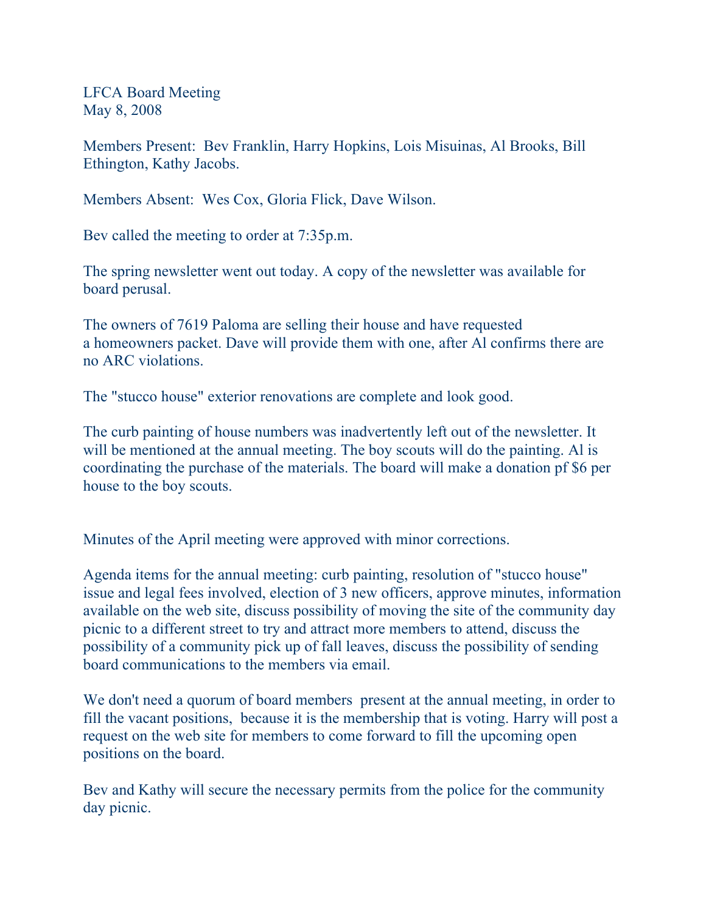LFCA Board Meeting
May 8, 2008

Members Present: Bev Franklin, Harry Hopkins, Lois Misuinas, Al Brooks, Bill Ethington, Kathy Jacobs.

Members Absent: Wes Cox, Gloria Flick, Dave Wilson.

Bev called the meeting to order at 7:35p.m.

The spring newsletter went out today. A copy of the newsletter was available for board perusal.

The owners of 7619 Paloma are selling their house and have requested a homeowners packet. Dave will provide them with one, after Al confirms there are no ARC violations.

The "stucco house" exterior renovations are complete and look good.

The curb painting of house numbers was inadvertently left out of the newsletter. It will be mentioned at the annual meeting. The boy scouts will do the painting. Al is coordinating the purchase of the materials. The board will make a donation pf $6 per house to the boy scouts.

Minutes of the April meeting were approved with minor corrections.

Agenda items for the annual meeting: curb painting, resolution of "stucco house" issue and legal fees involved, election of 3 new officers, approve minutes, information available on the web site, discuss possibility of moving the site of the community day picnic to a different street to try and attract more members to attend, discuss the possibility of a community pick up of fall leaves, discuss the possibility of sending board communications to the members via email.

We don't need a quorum of board members present at the annual meeting, in order to fill the vacant positions, because it is the membership that is voting. Harry will post a request on the web site for members to come forward to fill the upcoming open positions on the board.

Bev and Kathy will secure the necessary permits from the police for the community day picnic.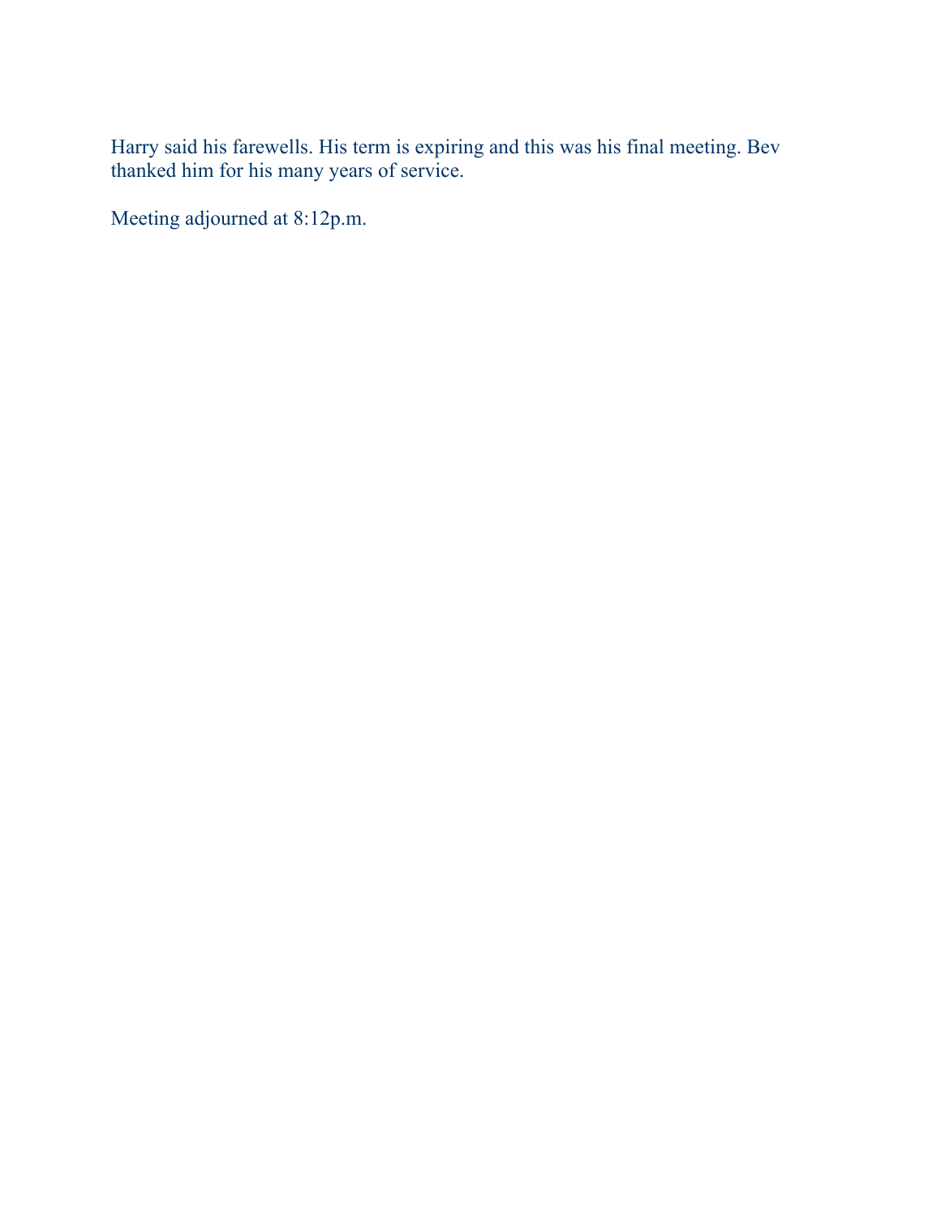Harry said his farewells. His term is expiring and this was his final meeting. Bev thanked him for his many years of service.

Meeting adjourned at 8:12p.m.